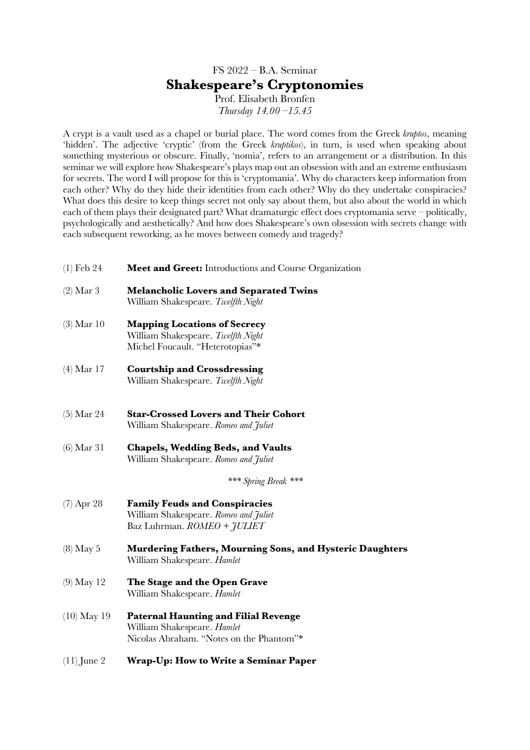FS 2022 – B.A. Seminar

# Shakespeare's Cryptonomies

Prof. Elisabeth Bronfen

*Thursday 14.00 –15.45*

A crypt is a vault used as a chapel or burial place. The word comes from the Greek *kruptos*, meaning 'hidden'. The adjective 'cryptic' (from the Greek *kruptikos*), in turn, is used when speaking about something mysterious or obscure. Finally, 'nomia', refers to an arrangement or a distribution. In this seminar we will explore how Shakespeare's plays map out an obsession with and an extreme enthusiasm for secrets. The word I will propose for this is 'cryptomania'. Why do characters keep information from each other? Why do they hide their identities from each other? Why do they undertake conspiracies? What does this desire to keep things secret not only say about them, but also about the world in which each of them plays their designated part? What dramaturgic effect does cryptomania serve – politically, psychologically and aesthetically? And how does Shakespeare's own obsession with secrets change with each subsequent reworking, as he moves between comedy and tragedy?

(1) Feb 24 — **Meet and Greet:** Introductions and Course Organization

(2) Mar 3 — **Melancholic Lovers and Separated Twins**
William Shakespeare. *Twelfth Night*

(3) Mar 10 — **Mapping Locations of Secrecy**
William Shakespeare. *Twelfth Night*
Michel Foucault. "Heterotopias"*

(4) Mar 17 — **Courtship and Crossdressing**
William Shakespeare. *Twelfth Night*

(5) Mar 24 — **Star-Crossed Lovers and Their Cohort**
William Shakespeare. *Romeo and Juliet*

(6) Mar 31 — **Chapels, Wedding Beds, and Vaults**
William Shakespeare. *Romeo and Juliet*

*\*\*\* Spring Break \*\*\**

(7) Apr 28 — **Family Feuds and Conspiracies**
William Shakespeare. *Romeo and Juliet*
Baz Luhrman. *ROMEO + JULIET*

(8) May 5 — **Murdering Fathers, Mourning Sons, and Hysteric Daughters**
William Shakespeare. *Hamlet*

(9) May 12 — **The Stage and the Open Grave**
William Shakespeare. *Hamlet*

(10) May 19 — **Paternal Haunting and Filial Revenge**
William Shakespeare. *Hamlet*
Nicolas Abraham. "Notes on the Phantom"*

(11) June 2 — **Wrap-Up: How to Write a Seminar Paper**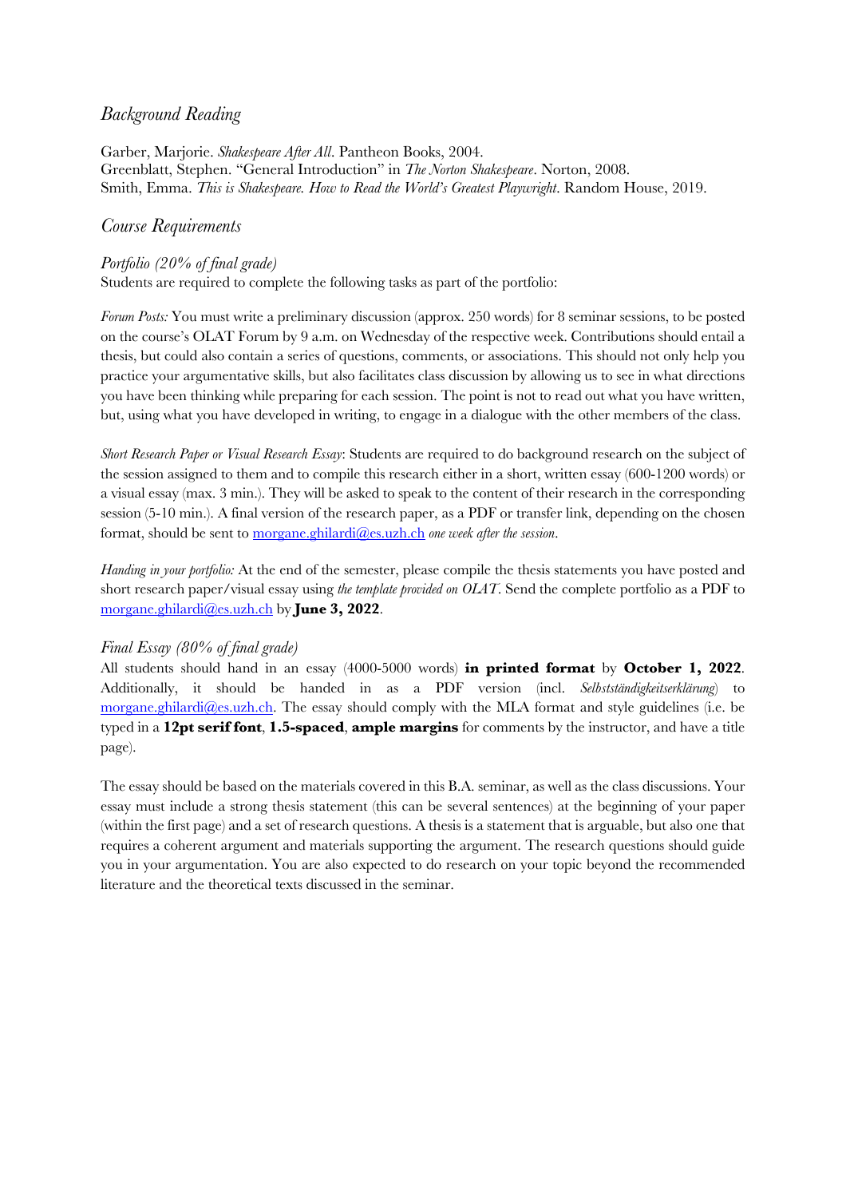## *Background Reading*

Garber, Marjorie. *Shakespeare After All*. Pantheon Books, 2004.
Greenblatt, Stephen. "General Introduction" in *The Norton Shakespeare*. Norton, 2008.
Smith, Emma. *This is Shakespeare. How to Read the World's Greatest Playwright*. Random House, 2019.

## *Course Requirements*

### *Portfolio (20% of final grade)*

Students are required to complete the following tasks as part of the portfolio:

*Forum Posts:* You must write a preliminary discussion (approx. 250 words) for 8 seminar sessions, to be posted on the course's OLAT Forum by 9 a.m. on Wednesday of the respective week. Contributions should entail a thesis, but could also contain a series of questions, comments, or associations. This should not only help you practice your argumentative skills, but also facilitates class discussion by allowing us to see in what directions you have been thinking while preparing for each session. The point is not to read out what you have written, but, using what you have developed in writing, to engage in a dialogue with the other members of the class.

*Short Research Paper or Visual Research Essay*: Students are required to do background research on the subject of the session assigned to them and to compile this research either in a short, written essay (600-1200 words) or a visual essay (max. 3 min.). They will be asked to speak to the content of their research in the corresponding session (5-10 min.). A final version of the research paper, as a PDF or transfer link, depending on the chosen format, should be sent to morgane.ghilardi@es.uzh.ch *one week after the session*.

*Handing in your portfolio:* At the end of the semester, please compile the thesis statements you have posted and short research paper/visual essay using *the template provided on OLAT*. Send the complete portfolio as a PDF to morgane.ghilardi@es.uzh.ch by **June 3, 2022**.

### *Final Essay (80% of final grade)*

All students should hand in an essay (4000-5000 words) **in printed format** by **October 1, 2022**. Additionally, it should be handed in as a PDF version (incl. *Selbstständigkeitserklärung*) to morgane.ghilardi@es.uzh.ch. The essay should comply with the MLA format and style guidelines (i.e. be typed in a **12pt serif font**, **1.5-spaced**, **ample margins** for comments by the instructor, and have a title page).

The essay should be based on the materials covered in this B.A. seminar, as well as the class discussions. Your essay must include a strong thesis statement (this can be several sentences) at the beginning of your paper (within the first page) and a set of research questions. A thesis is a statement that is arguable, but also one that requires a coherent argument and materials supporting the argument. The research questions should guide you in your argumentation. You are also expected to do research on your topic beyond the recommended literature and the theoretical texts discussed in the seminar.